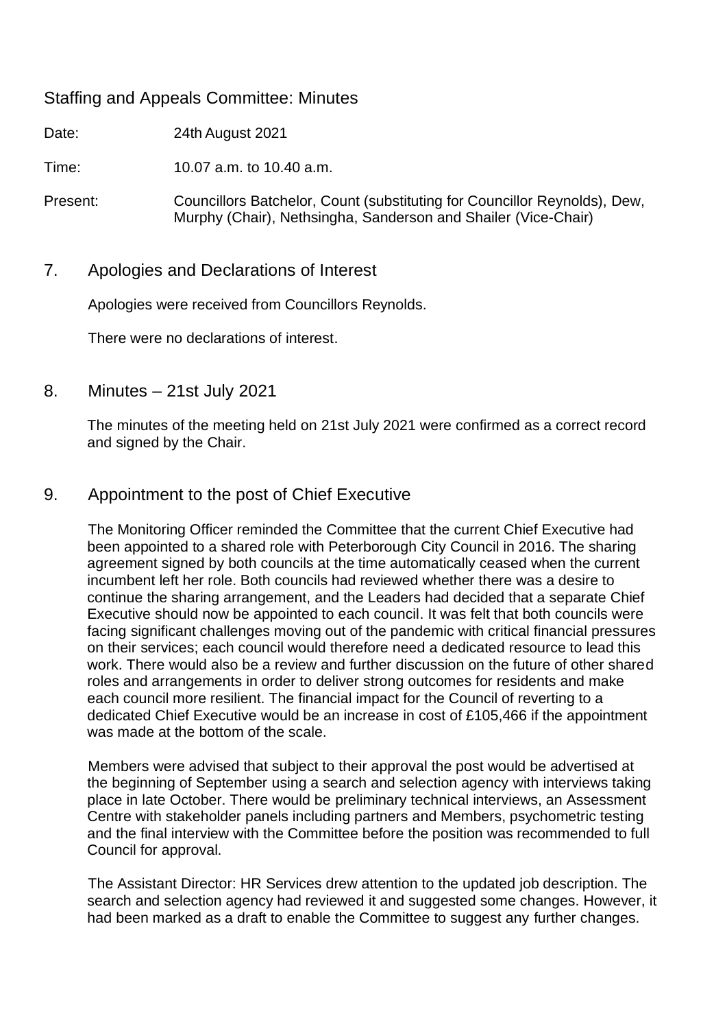# Staffing and Appeals Committee: Minutes

Date: 24th August 2021

Time: 10.07 a.m. to 10.40 a.m.

Present: Councillors Batchelor, Count (substituting for Councillor Reynolds), Dew, Murphy (Chair), Nethsingha, Sanderson and Shailer (Vice-Chair)

## 7. Apologies and Declarations of Interest

Apologies were received from Councillors Reynolds.

There were no declarations of interest.

## 8. Minutes – 21st July 2021

The minutes of the meeting held on 21st July 2021 were confirmed as a correct record and signed by the Chair.

## 9. Appointment to the post of Chief Executive

The Monitoring Officer reminded the Committee that the current Chief Executive had been appointed to a shared role with Peterborough City Council in 2016. The sharing agreement signed by both councils at the time automatically ceased when the current incumbent left her role. Both councils had reviewed whether there was a desire to continue the sharing arrangement, and the Leaders had decided that a separate Chief Executive should now be appointed to each council. It was felt that both councils were facing significant challenges moving out of the pandemic with critical financial pressures on their services; each council would therefore need a dedicated resource to lead this work. There would also be a review and further discussion on the future of other shared roles and arrangements in order to deliver strong outcomes for residents and make each council more resilient. The financial impact for the Council of reverting to a dedicated Chief Executive would be an increase in cost of £105,466 if the appointment was made at the bottom of the scale.

Members were advised that subject to their approval the post would be advertised at the beginning of September using a search and selection agency with interviews taking place in late October. There would be preliminary technical interviews, an Assessment Centre with stakeholder panels including partners and Members, psychometric testing and the final interview with the Committee before the position was recommended to full Council for approval.

The Assistant Director: HR Services drew attention to the updated job description. The search and selection agency had reviewed it and suggested some changes. However, it had been marked as a draft to enable the Committee to suggest any further changes.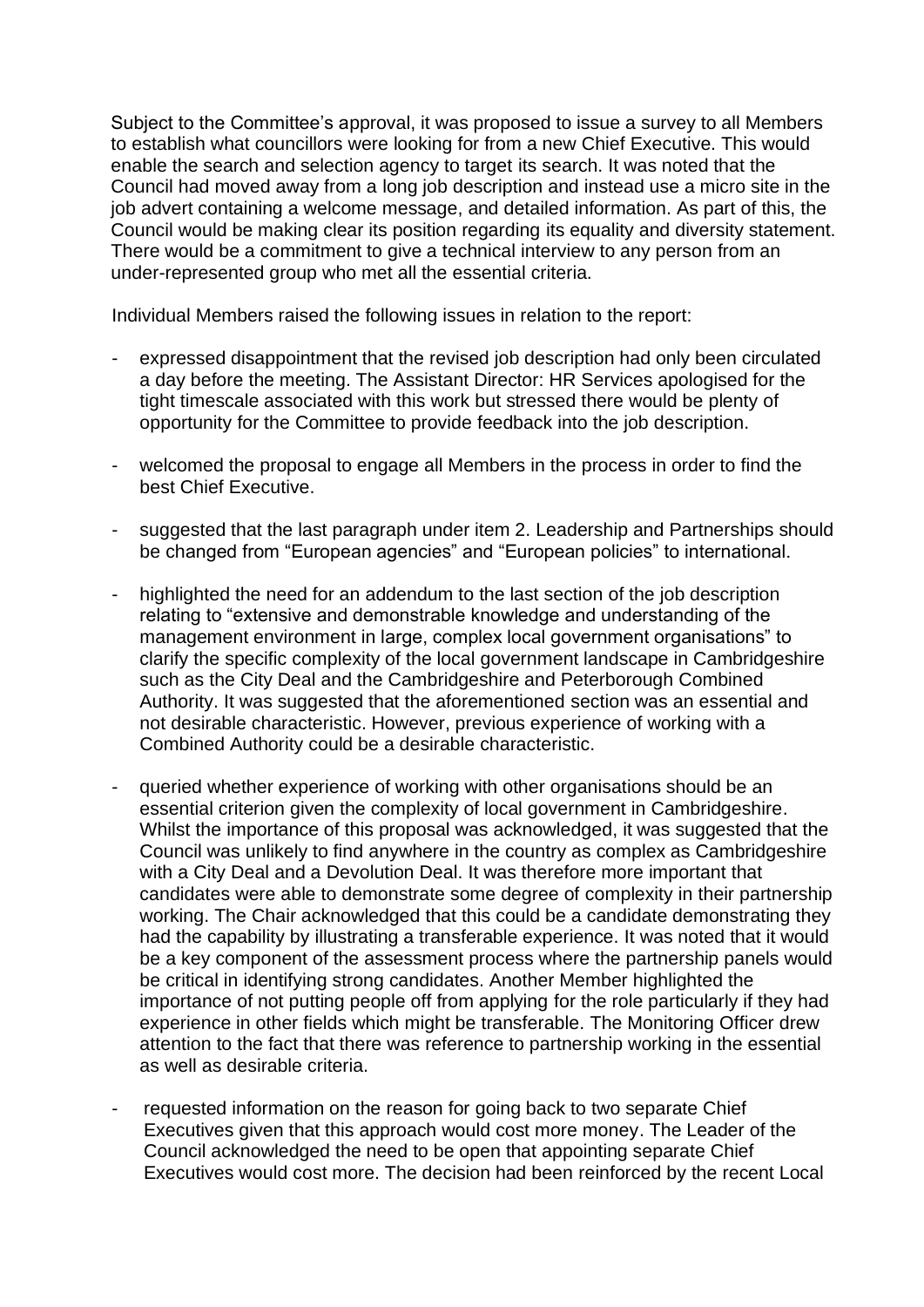Subject to the Committee's approval, it was proposed to issue a survey to all Members to establish what councillors were looking for from a new Chief Executive. This would enable the search and selection agency to target its search. It was noted that the Council had moved away from a long job description and instead use a micro site in the job advert containing a welcome message, and detailed information. As part of this, the Council would be making clear its position regarding its equality and diversity statement. There would be a commitment to give a technical interview to any person from an under-represented group who met all the essential criteria.

Individual Members raised the following issues in relation to the report:

- expressed disappointment that the revised job description had only been circulated a day before the meeting. The Assistant Director: HR Services apologised for the tight timescale associated with this work but stressed there would be plenty of opportunity for the Committee to provide feedback into the job description.

- welcomed the proposal to engage all Members in the process in order to find the best Chief Executive.

- suggested that the last paragraph under item 2. Leadership and Partnerships should be changed from "European agencies" and "European policies" to international.

- highlighted the need for an addendum to the last section of the job description relating to "extensive and demonstrable knowledge and understanding of the management environment in large, complex local government organisations" to clarify the specific complexity of the local government landscape in Cambridgeshire such as the City Deal and the Cambridgeshire and Peterborough Combined Authority. It was suggested that the aforementioned section was an essential and not desirable characteristic. However, previous experience of working with a Combined Authority could be a desirable characteristic.

- queried whether experience of working with other organisations should be an essential criterion given the complexity of local government in Cambridgeshire. Whilst the importance of this proposal was acknowledged, it was suggested that the Council was unlikely to find anywhere in the country as complex as Cambridgeshire with a City Deal and a Devolution Deal. It was therefore more important that candidates were able to demonstrate some degree of complexity in their partnership working. The Chair acknowledged that this could be a candidate demonstrating they had the capability by illustrating a transferable experience. It was noted that it would be a key component of the assessment process where the partnership panels would be critical in identifying strong candidates. Another Member highlighted the importance of not putting people off from applying for the role particularly if they had experience in other fields which might be transferable. The Monitoring Officer drew attention to the fact that there was reference to partnership working in the essential as well as desirable criteria.

- requested information on the reason for going back to two separate Chief Executives given that this approach would cost more money. The Leader of the Council acknowledged the need to be open that appointing separate Chief Executives would cost more. The decision had been reinforced by the recent Local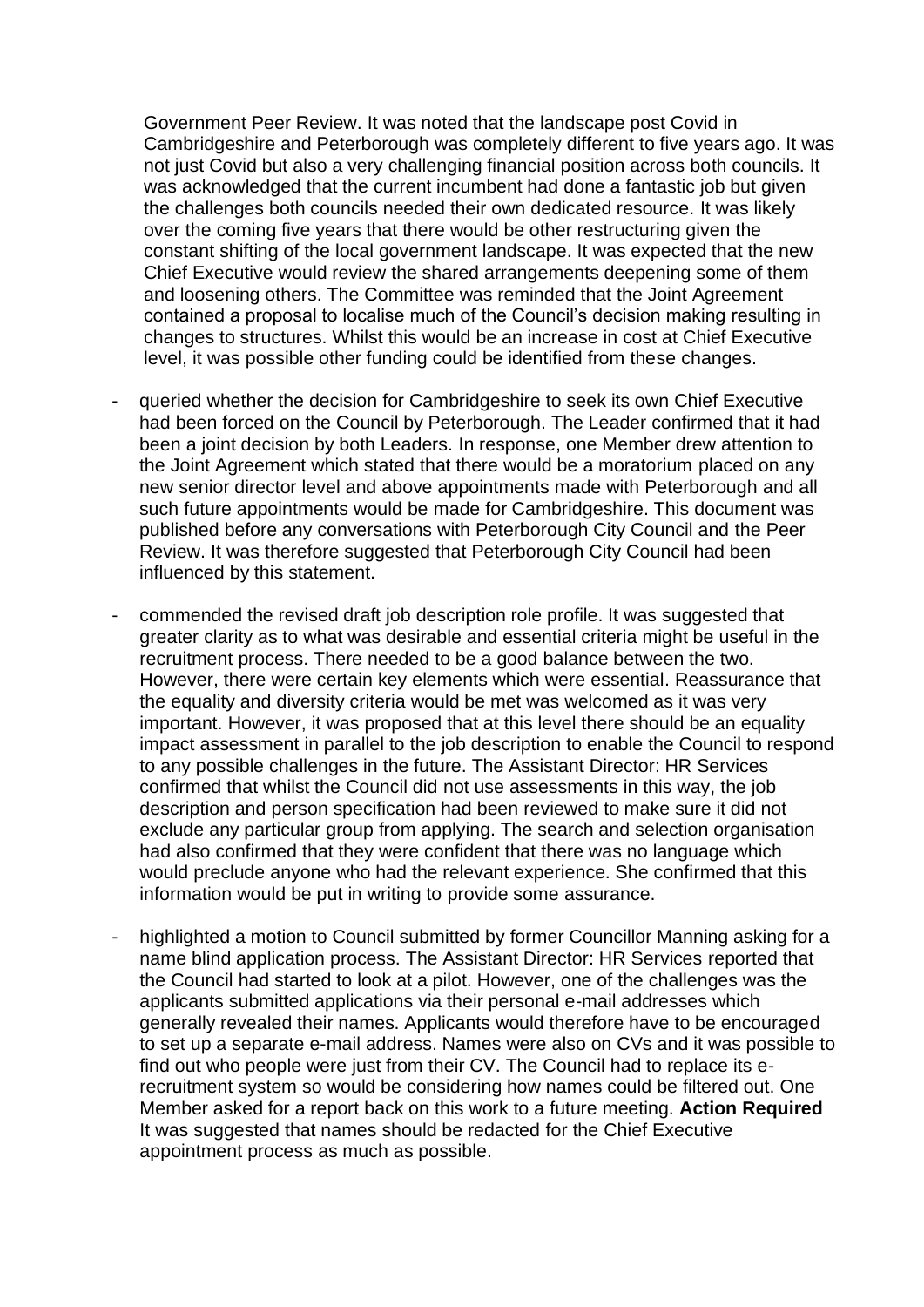Government Peer Review. It was noted that the landscape post Covid in Cambridgeshire and Peterborough was completely different to five years ago. It was not just Covid but also a very challenging financial position across both councils. It was acknowledged that the current incumbent had done a fantastic job but given the challenges both councils needed their own dedicated resource. It was likely over the coming five years that there would be other restructuring given the constant shifting of the local government landscape. It was expected that the new Chief Executive would review the shared arrangements deepening some of them and loosening others. The Committee was reminded that the Joint Agreement contained a proposal to localise much of the Council's decision making resulting in changes to structures. Whilst this would be an increase in cost at Chief Executive level, it was possible other funding could be identified from these changes.

- queried whether the decision for Cambridgeshire to seek its own Chief Executive had been forced on the Council by Peterborough. The Leader confirmed that it had been a joint decision by both Leaders. In response, one Member drew attention to the Joint Agreement which stated that there would be a moratorium placed on any new senior director level and above appointments made with Peterborough and all such future appointments would be made for Cambridgeshire. This document was published before any conversations with Peterborough City Council and the Peer Review. It was therefore suggested that Peterborough City Council had been influenced by this statement.

- commended the revised draft job description role profile. It was suggested that greater clarity as to what was desirable and essential criteria might be useful in the recruitment process. There needed to be a good balance between the two. However, there were certain key elements which were essential. Reassurance that the equality and diversity criteria would be met was welcomed as it was very important. However, it was proposed that at this level there should be an equality impact assessment in parallel to the job description to enable the Council to respond to any possible challenges in the future. The Assistant Director: HR Services confirmed that whilst the Council did not use assessments in this way, the job description and person specification had been reviewed to make sure it did not exclude any particular group from applying. The search and selection organisation had also confirmed that they were confident that there was no language which would preclude anyone who had the relevant experience. She confirmed that this information would be put in writing to provide some assurance.

- highlighted a motion to Council submitted by former Councillor Manning asking for a name blind application process. The Assistant Director: HR Services reported that the Council had started to look at a pilot. However, one of the challenges was the applicants submitted applications via their personal e-mail addresses which generally revealed their names. Applicants would therefore have to be encouraged to set up a separate e-mail address. Names were also on CVs and it was possible to find out who people were just from their CV. The Council had to replace its e-recruitment system so would be considering how names could be filtered out. One Member asked for a report back on this work to a future meeting. **Action Required** It was suggested that names should be redacted for the Chief Executive appointment process as much as possible.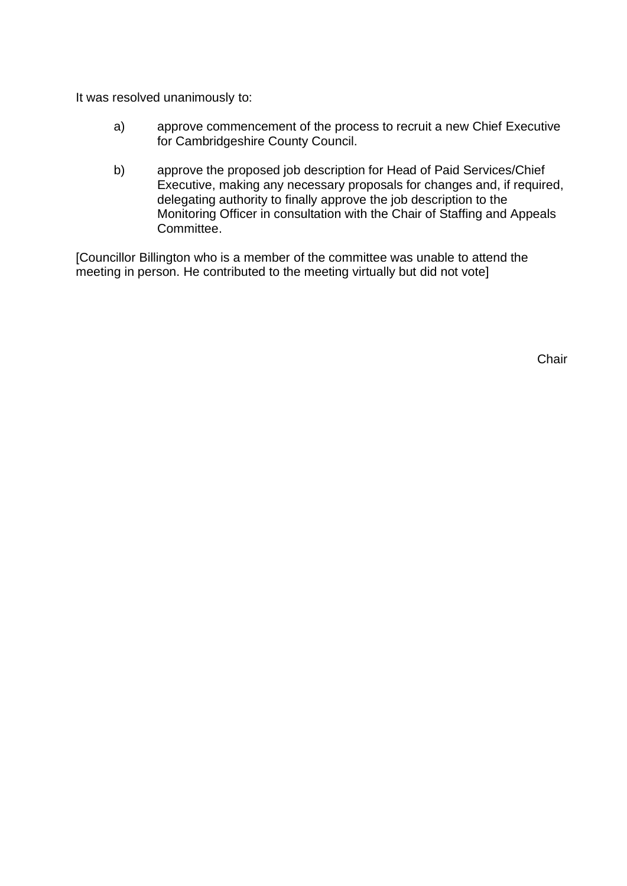It was resolved unanimously to:

a) approve commencement of the process to recruit a new Chief Executive for Cambridgeshire County Council.

b) approve the proposed job description for Head of Paid Services/Chief Executive, making any necessary proposals for changes and, if required, delegating authority to finally approve the job description to the Monitoring Officer in consultation with the Chair of Staffing and Appeals Committee.

[Councillor Billington who is a member of the committee was unable to attend the meeting in person. He contributed to the meeting virtually but did not vote]

Chair